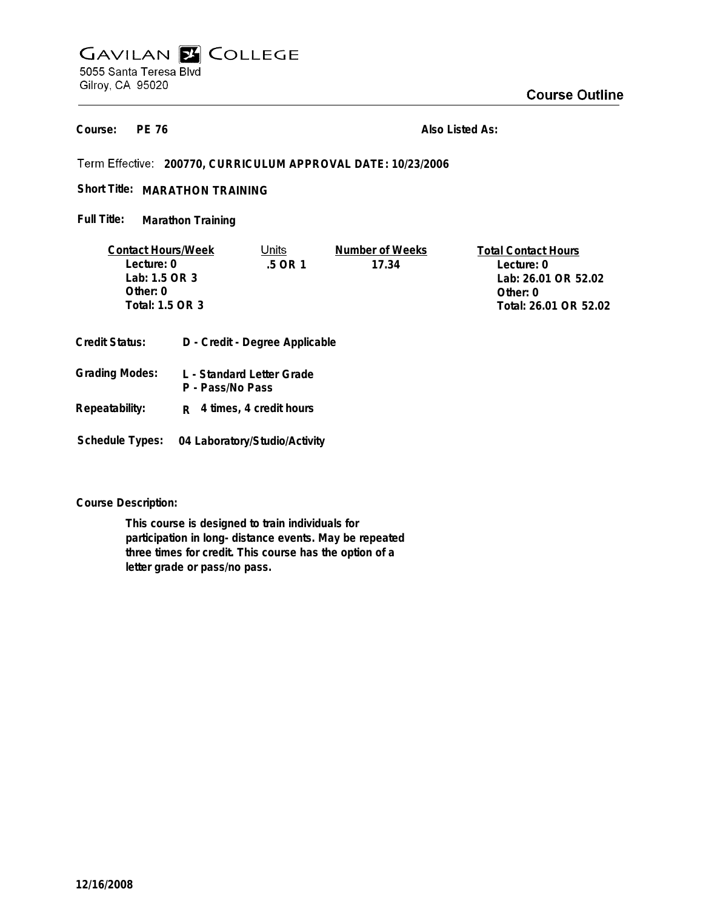# GAVILAN COLLEGE

5055 Santa Teresa Blvd
Gilroy, CA 95020

## Course Outline

**Course:** PE 76

**Also Listed As:**

Term Effective: **200770, CURRICULUM APPROVAL DATE: 10/23/2006**

**Short Title:** MARATHON TRAINING

**Full Title:** Marathon Training

| Contact Hours/Week | Units | Number of Weeks | Total Contact Hours |
|---|---|---|---|
| Lecture: 0 | .5 OR 1 | 17.34 | Lecture: 0 |
| Lab: 1.5 OR 3 | | | Lab: 26.01 OR 52.02 |
| Other: 0 | | | Other: 0 |
| Total: 1.5 OR 3 | | | Total: 26.01 OR 52.02 |

**Credit Status:** D - Credit - Degree Applicable

**Grading Modes:** L - Standard Letter Grade
P - Pass/No Pass

**Repeatability:** R 4 times, 4 credit hours

**Schedule Types:** 04 Laboratory/Studio/Activity

**Course Description:**

This course is designed to train individuals for participation in long- distance events. May be repeated three times for credit. This course has the option of a letter grade or pass/no pass.

12/16/2008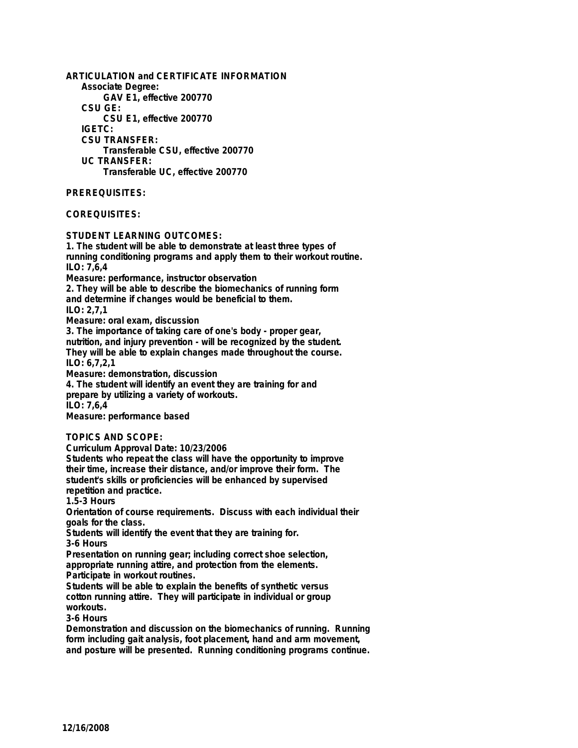**ARTICULATION and CERTIFICATE INFORMATION**

**Associate Degree:**

**GAV E1, effective 200770**

**CSU GE:**

**CSU E1, effective 200770**

**IGETC:**

**CSU TRANSFER:**

**Transferable CSU, effective 200770**

**UC TRANSFER:**

**Transferable UC, effective 200770**

**PREREQUISITES:**

**COREQUISITES:**

**STUDENT LEARNING OUTCOMES:**

1. The student will be able to demonstrate at least three types of running conditioning programs and apply them to their workout routine.
ILO: 7,6,4
Measure: performance, instructor observation
2. They will be able to describe the biomechanics of running form and determine if changes would be beneficial to them.
ILO: 2,7,1
Measure: oral exam, discussion
3. The importance of taking care of one's body - proper gear, nutrition, and injury prevention - will be recognized by the student. They will be able to explain changes made throughout the course.
ILO: 6,7,2,1
Measure: demonstration, discussion
4. The student will identify an event they are training for and prepare by utilizing a variety of workouts.
ILO: 7,6,4
Measure: performance based

**TOPICS AND SCOPE:**

Curriculum Approval Date: 10/23/2006

Students who repeat the class will have the opportunity to improve their time, increase their distance, and/or improve their form. The student's skills or proficiencies will be enhanced by supervised repetition and practice.

1.5-3 Hours

Orientation of course requirements. Discuss with each individual their goals for the class.

Students will identify the event that they are training for.

3-6 Hours

Presentation on running gear; including correct shoe selection, appropriate running attire, and protection from the elements. Participate in workout routines.

Students will be able to explain the benefits of synthetic versus cotton running attire. They will participate in individual or group workouts.

3-6 Hours

Demonstration and discussion on the biomechanics of running. Running form including gait analysis, foot placement, hand and arm movement, and posture will be presented. Running conditioning programs continue.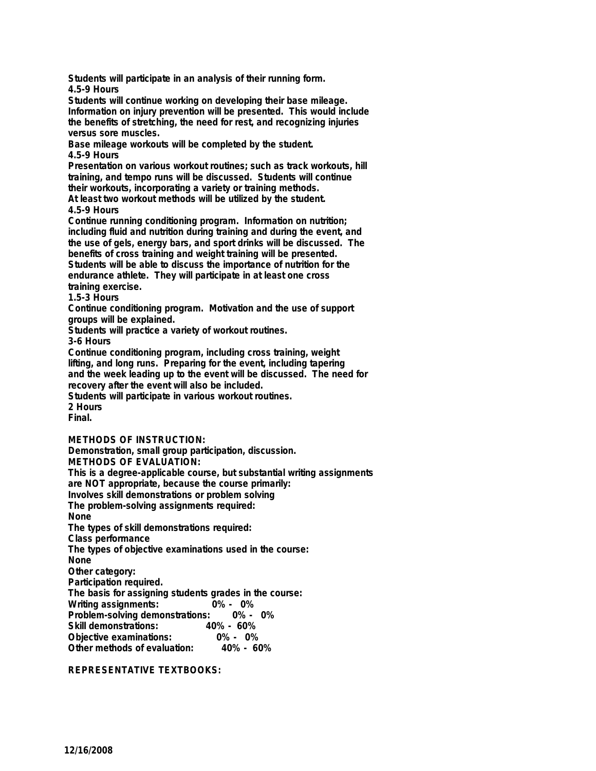Students will participate in an analysis of their running form.

4.5-9 Hours

Students will continue working on developing their base mileage. Information on injury prevention will be presented. This would include the benefits of stretching, the need for rest, and recognizing injuries versus sore muscles.

Base mileage workouts will be completed by the student.

4.5-9 Hours

Presentation on various workout routines; such as track workouts, hill training, and tempo runs will be discussed. Students will continue their workouts, incorporating a variety or training methods.

At least two workout methods will be utilized by the student.

4.5-9 Hours

Continue running conditioning program. Information on nutrition; including fluid and nutrition during training and during the event, and the use of gels, energy bars, and sport drinks will be discussed. The benefits of cross training and weight training will be presented.

Students will be able to discuss the importance of nutrition for the endurance athlete. They will participate in at least one cross training exercise.

1.5-3 Hours

Continue conditioning program. Motivation and the use of support groups will be explained.

Students will practice a variety of workout routines.

3-6 Hours

Continue conditioning program, including cross training, weight lifting, and long runs. Preparing for the event, including tapering and the week leading up to the event will be discussed. The need for recovery after the event will also be included.

Students will participate in various workout routines.

2 Hours

Final.

**METHODS OF INSTRUCTION:**

Demonstration, small group participation, discussion.

**METHODS OF EVALUATION:**

This is a degree-applicable course, but substantial writing assignments are NOT appropriate, because the course primarily:

Involves skill demonstrations or problem solving

The problem-solving assignments required:

None

The types of skill demonstrations required:

Class performance

The types of objective examinations used in the course:

None

Other category:

Participation required.

The basis for assigning students grades in the course:

| | |
|---|---|
| Writing assignments: | 0% - 0% |
| Problem-solving demonstrations: | 0% - 0% |
| Skill demonstrations: | 40% - 60% |
| Objective examinations: | 0% - 0% |
| Other methods of evaluation: | 40% - 60% |

**REPRESENTATIVE TEXTBOOKS:**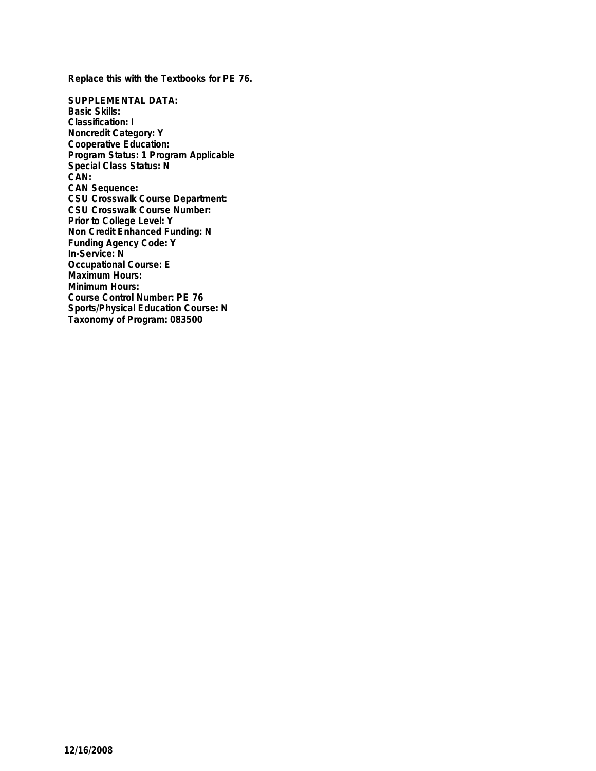**Replace this with the Textbooks for PE 76.**

**SUPPLEMENTAL DATA:**
**Basic Skills:**
**Classification: I**
**Noncredit Category: Y**
**Cooperative Education:**
**Program Status: 1 Program Applicable**
**Special Class Status: N**
**CAN:**
**CAN Sequence:**
**CSU Crosswalk Course Department:**
**CSU Crosswalk Course Number:**
**Prior to College Level: Y**
**Non Credit Enhanced Funding: N**
**Funding Agency Code: Y**
**In-Service: N**
**Occupational Course: E**
**Maximum Hours:**
**Minimum Hours:**
**Course Control Number: PE 76**
**Sports/Physical Education Course: N**
**Taxonomy of Program: 083500**